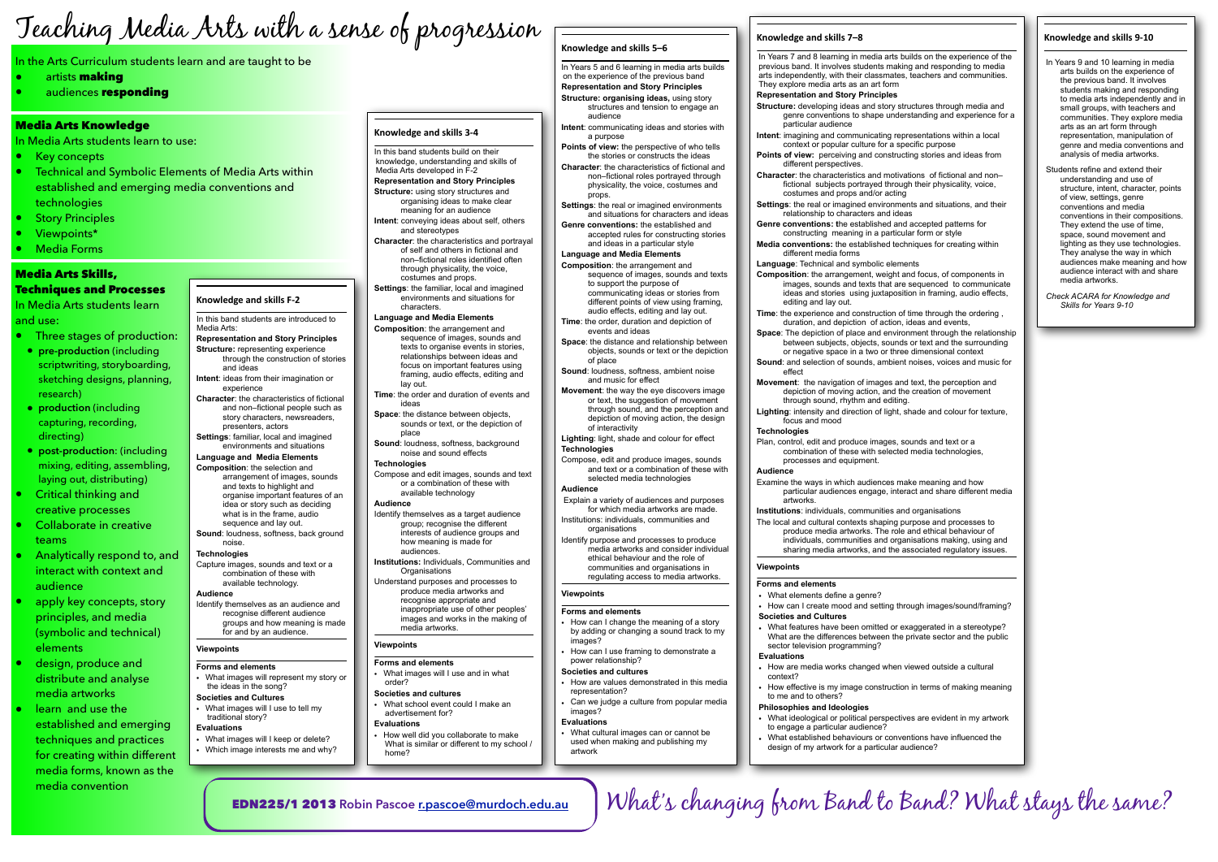# Teaching Media Arts with a sense of progression

In the Arts Curriculum students learn and are taught to be

- artists **making**
- audiences **responding**

## Media Arts Knowledge

In Media Arts students learn to use:

- Key concepts
- Technical and Symbolic Elements of Media Arts within established and emerging media conventions and technologies
- Story Principles
- Viewpoints*
- Media Forms

## Media Arts Skills, Techniques and Processes

In Media Arts students learn and use:

- Three stages of production:
  - **pre-production** (including scriptwriting, storyboarding, sketching designs, planning, research)
  - **production** (including capturing, recording, directing)
  - **post-production**: (including mixing, editing, assembling, laying out, distributing)
- Critical thinking and creative processes
- Collaborate in creative teams
- Analytically respond to, and interact with context and audience
- apply key concepts, story principles, and media (symbolic and technical) elements
- design, produce and distribute and analyse media artworks
- learn and use the established and emerging techniques and practices for creating within different media forms, known as the media convention

### Knowledge and skills F-2

In this band students are introduced to Media Arts:

**Representation and Story Principles**

**Structure:** representing experience through the construction of stories and ideas

**Intent**: ideas from their imagination or experience

**Character**: the characteristics of fictional and non–fictional people such as story characters, newsreaders, presenters, actors

**Settings**: familiar, local and imagined environments and situations

**Language and Media Elements**

**Composition**: the selection and arrangement of images, sounds and texts to highlight and organise important features of an idea or story such as deciding what is in the frame, audio sequence and lay out.

**Sound**: loudness, softness, back ground noise.

**Technologies**

Capture images, sounds and text or a combination of these with available technology.

**Audience**

Identify themselves as an audience and recognise different audience groups and how meaning is made for and by an audience.

**Viewpoints**

**Forms and elements**

- What images will represent my story or the ideas in the song?

**Societies and Cultures**

- What images will I use to tell my traditional story?

**Evaluations**

- What images will I keep or delete?
- Which image interests me and why?

### Knowledge and skills 3-4

In this band students build on their knowledge, understanding and skills of Media Arts developed in F-2

**Representation and Story Principles**

**Structure**: using story structures and organising ideas to make clear meaning for an audience

**Intent**: conveying ideas about self, others and stereotypes

**Character**: the characteristics and portrayal of self and others in fictional and non–fictional roles identified often through physicality, the voice, costumes and props.

**Settings**: the familiar, local and imagined environments and situations for characters.

**Language and Media Elements**

**Composition**: the arrangement and sequence of images, sounds and texts to organise events in stories, relationships between ideas and focus on important features using framing, audio effects, editing and lay out.

**Time**: the order and duration of events and ideas

**Space**: the distance between objects, sounds or text, or the depiction of place

**Sound**: loudness, softness, background noise and sound effects

**Technologies**

Compose and edit images, sounds and text or a combination of these with available technology

**Audience**

Identify themselves as a target audience group; recognise the different interests of audience groups and how meaning is made for audiences.

**Institutions:** Individuals, Communities and Organisations

Understand purposes and processes to produce media artworks and recognise appropriate and inappropriate use of other peoples' images and works in the making of media artworks.

**Viewpoints**

**Forms and elements**

- What images will I use and in what order?

**Societies and cultures**

- What school event could I make an advertisement for?

**Evaluations**

- How well did you collaborate to make What is similar or different to my school / home?

### Knowledge and skills 5–6

In Years 5 and 6 learning in media arts builds on the experience of the previous band

**Representation and Story Principles**

**Structure: organising ideas,** using story structures and tension to engage an audience

**Intent**: communicating ideas and stories with a purpose

**Points of view:** the perspective of who tells the stories or constructs the ideas

**Character**: the characteristics of fictional and non–fictional roles portrayed through physicality, the voice, costumes and props.

**Settings**: the real or imagined environments and situations for characters and ideas

**Genre conventions:** the established and accepted rules for constructing stories and ideas in a particular style

**Language and Media Elements**

**Composition**: the arrangement and sequence of images, sounds and texts to support the purpose of communicating ideas or stories from different points of view using framing, audio effects, editing and lay out.

**Time**: the order, duration and depiction of events and ideas

**Space**: the distance and relationship between objects, sounds or text or the depiction of place

**Sound**: loudness, softness, ambient noise and music for effect

**Movement**: the way the eye discovers image or text, the suggestion of movement through sound, and the perception and depiction of moving action, the design of interactivity

**Lighting**: light, shade and colour for effect

**Technologies**

Compose, edit and produce images, sounds and text or a combination of these with selected media technologies

**Audience**

Explain a variety of audiences and purposes for which media artworks are made.

Institutions: individuals, communities and organisations

Identify purpose and processes to produce media artworks and consider individual ethical behaviour and the role of communities and organisations in regulating access to media artworks.

**Viewpoints**

**Forms and elements**

- How can I change the meaning of a story by adding or changing a sound track to my images?
- How can I use framing to demonstrate a power relationship?

**Societies and cultures**

- How are values demonstrated in this media representation?
- Can we judge a culture from popular media images?

**Evaluations**

- What cultural images can or cannot be used when making and publishing my artwork

### Knowledge and skills 7–8

In Years 7 and 8 learning in media arts builds on the experience of the previous band. It involves students making and responding to media arts independently, with their classmates, teachers and communities. They explore media arts as an art form

**Representation and Story Principles**

**Structure**: developing ideas and story structures through media and genre conventions to shape understanding and experience for a particular audience

**Intent**: imagining and communicating representations within a local context or popular culture for a specific purpose

**Points of view:** perceiving and constructing stories and ideas from different perspectives.

**Character**: the characteristics and motivations of fictional and non–fictional subjects portrayed through their physicality, voice, costumes and props and/or acting

**Settings**: the real or imagined environments and situations, and their relationship to characters and ideas

**Genre conventions:** the established and accepted patterns for constructing meaning in a particular form or style

**Media conventions:** the established techniques for creating within different media forms

**Language**: Technical and symbolic elements

**Composition**: the arrangement, weight and focus, of components in images, sounds and texts that are sequenced to communicate ideas and stories using juxtaposition in framing, audio effects, editing and lay out.

**Time**: the experience and construction of time through the ordering , duration, and depiction of action, ideas and events,

**Space**: The depiction of place and environment through the relationship between subjects, objects, sounds or text and the surrounding or negative space in a two or three dimensional context

**Sound**: and selection of sounds, ambient noises, voices and music for effect

**Movement**: the navigation of images and text, the perception and depiction of moving action, and the creation of movement through sound, rhythm and editing.

**Lighting**: intensity and direction of light, shade and colour for texture, focus and mood

**Technologies**

Plan, control, edit and produce images, sounds and text or a combination of these with selected media technologies, processes and equipment.

**Audience**

Examine the ways in which audiences make meaning and how particular audiences engage, interact and share different media artworks.

**Institutions**: individuals, communities and organisations

The local and cultural contexts shaping purpose and processes to produce media artworks. The role and ethical behaviour of individuals, communities and organisations making, using and sharing media artworks, and the associated regulatory issues.

**Viewpoints**

**Forms and elements**

- What elements define a genre?
- How can I create mood and setting through images/sound/framing?

**Societies and Cultures**

- What features have been omitted or exaggerated in a stereotype? What are the differences between the private sector and the public sector television programming?

**Evaluations**

- How are media works changed when viewed outside a cultural context?
- How effective is my image construction in terms of making meaning to me and to others?

**Philosophies and Ideologies**

- What ideological or political perspectives are evident in my artwork to engage a particular audience?
- What established behaviours or conventions have influenced the design of my artwork for a particular audience?

### Knowledge and skills 9-10

In Years 9 and 10 learning in media arts builds on the experience of the previous band. It involves students making and responding to media arts independently and in small groups, with teachers and communities. They explore media arts as an art form through representation, manipulation of genre and media conventions and analysis of media artworks.

Students refine and extend their understanding and use of structure, intent, character, points of view, settings, genre conventions and media conventions in their compositions. They extend the use of time, space, sound movement and lighting as they use technologies. They analyse the way in which audiences make meaning and how audience interact with and share media artworks.

*Check ACARA for Knowledge and Skills for Years 9-10*

**EDN225/1 2013** Robin Pascoe r.pascoe@murdoch.edu.au

What's changing from Band to Band? What stays the same?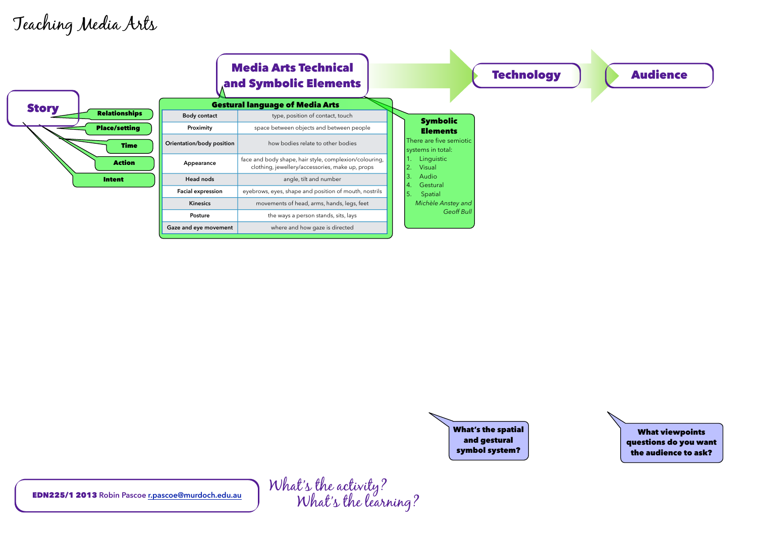# Teaching Media Arts

## Story

- Relationships
- Place/setting
- Time
- Action
- Intent

## Media Arts Technical and Symbolic Elements

**Gestural language of Media Arts**

| | |
|---|---|
| Body contact | type, position of contact, touch |
| Proximity | space between objects and between people |
| Orientation/body position | how bodies relate to other bodies |
| Appearance | face and body shape, hair style, complexion/colouring, clothing, jewellery/accessories, make up, props |
| Head nods | angle, tilt and number |
| Facial expression | eyebrows, eyes, shape and position of mouth, nostrils |
| Kinesics | movements of head, arms, hands, legs, feet |
| Posture | the ways a person stands, sits, lays |
| Gaze and eye movement | where and how gaze is directed |

**Symbolic Elements**

There are five semiotic systems in total:

1. Linguistic
2. Visual
3. Audio
4. Gestural
5. Spatial

*Michèle Anstey and Geoff Bull*

## Technology

**What's the spatial and gestural symbol system?**

## Audience

**What viewpoints questions do you want the audience to ask?**

**EDN225/1 2013** Robin Pascoe r.pascoe@murdoch.edu.au

*What's the activity?*
*What's the learning?*